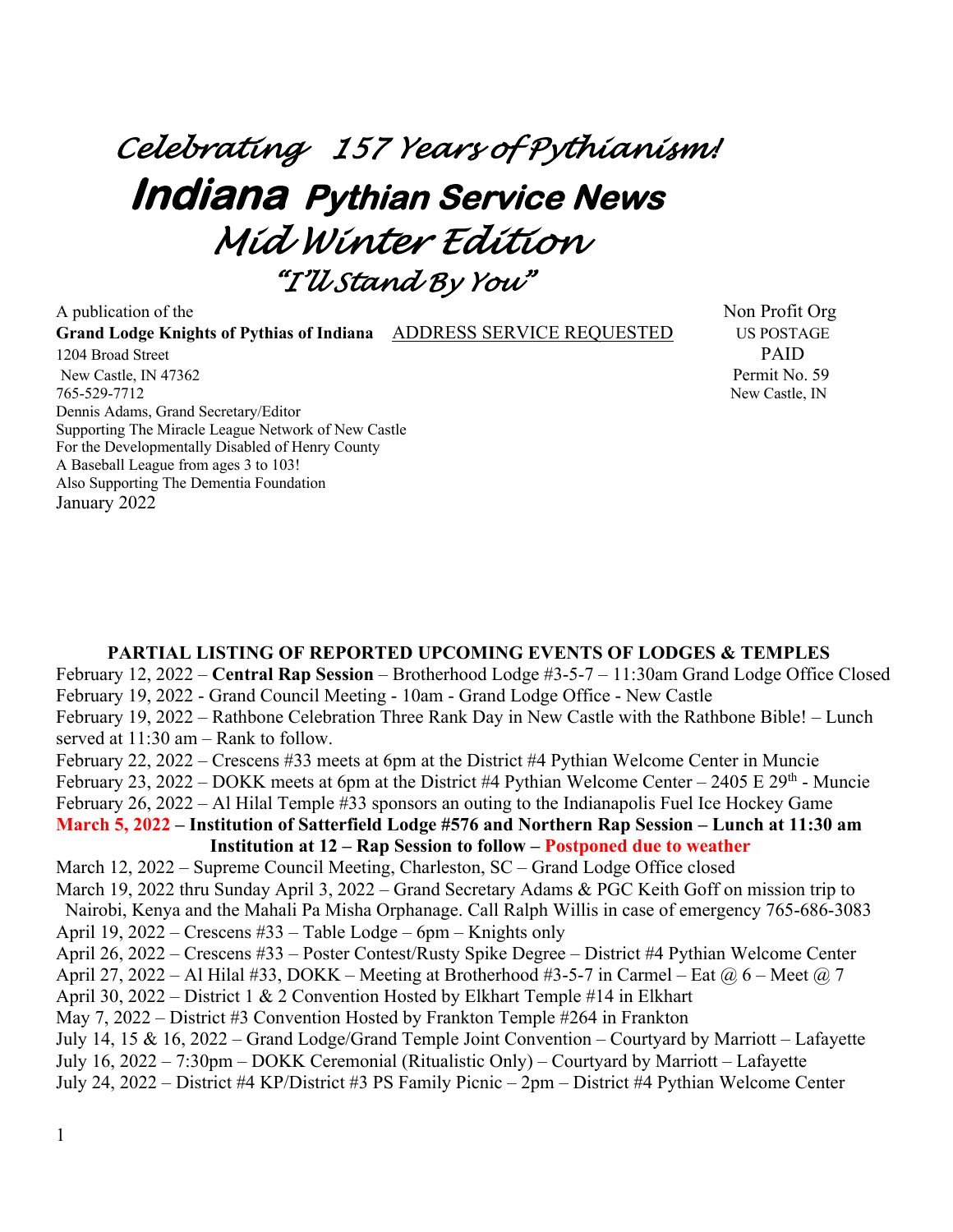# *Celebrating 157 Years of Pythianism!*

# ***Indiana* Pythian Service News**

## *Mid Winter Edition*

### *"I'll Stand By You"*

A publication of the
**Grand Lodge Knights of Pythias of Indiana** ADDRESS SERVICE REQUESTED
1204 Broad Street
New Castle, IN 47362
765-529-7712
Dennis Adams, Grand Secretary/Editor
Supporting The Miracle League Network of New Castle
For the Developmentally Disabled of Henry County
A Baseball League from ages 3 to 103!
Also Supporting The Dementia Foundation
January 2022

Non Profit Org
US POSTAGE
PAID
Permit No. 59
New Castle, IN

**PARTIAL LISTING OF REPORTED UPCOMING EVENTS OF LODGES & TEMPLES**

February 12, 2022 – **Central Rap Session** – Brotherhood Lodge #3-5-7 – 11:30am Grand Lodge Office Closed
February 19, 2022 - Grand Council Meeting - 10am - Grand Lodge Office - New Castle
February 19, 2022 – Rathbone Celebration Three Rank Day in New Castle with the Rathbone Bible! – Lunch served at 11:30 am – Rank to follow.
February 22, 2022 – Crescens #33 meets at 6pm at the District #4 Pythian Welcome Center in Muncie
February 23, 2022 – DOKK meets at 6pm at the District #4 Pythian Welcome Center – 2405 E 29th - Muncie
February 26, 2022 – Al Hilal Temple #33 sponsors an outing to the Indianapolis Fuel Ice Hockey Game
**March 5, 2022 – Institution of Satterfield Lodge #576 and Northern Rap Session – Lunch at 11:30 am Institution at 12 – Rap Session to follow – Postponed due to weather**
March 12, 2022 – Supreme Council Meeting, Charleston, SC – Grand Lodge Office closed
March 19, 2022 thru Sunday April 3, 2022 – Grand Secretary Adams & PGC Keith Goff on mission trip to Nairobi, Kenya and the Mahali Pa Misha Orphanage. Call Ralph Willis in case of emergency 765-686-3083
April 19, 2022 – Crescens #33 – Table Lodge – 6pm – Knights only
April 26, 2022 – Crescens #33 – Poster Contest/Rusty Spike Degree – District #4 Pythian Welcome Center
April 27, 2022 – Al Hilal #33, DOKK – Meeting at Brotherhood #3-5-7 in Carmel – Eat @ 6 – Meet @ 7
April 30, 2022 – District 1 & 2 Convention Hosted by Elkhart Temple #14 in Elkhart
May 7, 2022 – District #3 Convention Hosted by Frankton Temple #264 in Frankton
July 14, 15 & 16, 2022 – Grand Lodge/Grand Temple Joint Convention – Courtyard by Marriott – Lafayette
July 16, 2022 – 7:30pm – DOKK Ceremonial (Ritualistic Only) – Courtyard by Marriott – Lafayette
July 24, 2022 – District #4 KP/District #3 PS Family Picnic – 2pm – District #4 Pythian Welcome Center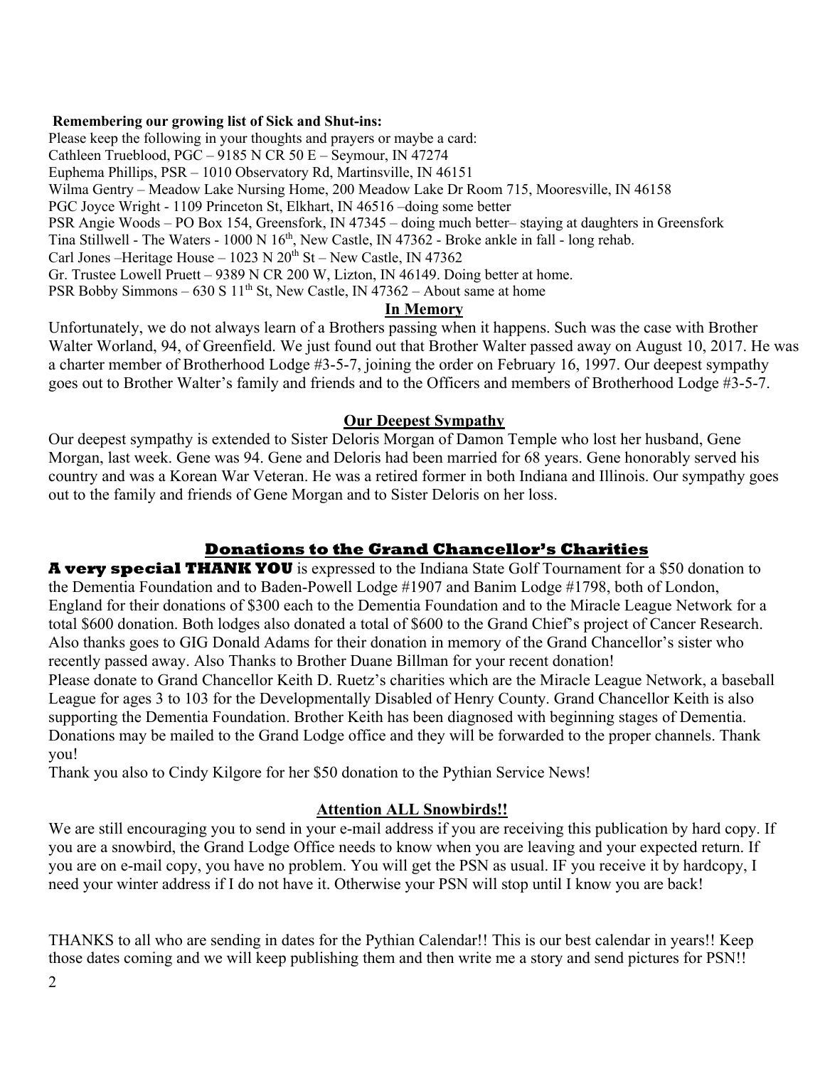**Remembering our growing list of Sick and Shut-ins:**

Please keep the following in your thoughts and prayers or maybe a card:
Cathleen Trueblood, PGC – 9185 N CR 50 E – Seymour, IN 47274
Euphema Phillips, PSR – 1010 Observatory Rd, Martinsville, IN 46151
Wilma Gentry – Meadow Lake Nursing Home, 200 Meadow Lake Dr Room 715, Mooresville, IN 46158
PGC Joyce Wright - 1109 Princeton St, Elkhart, IN 46516 –doing some better
PSR Angie Woods – PO Box 154, Greensfork, IN 47345 – doing much better– staying at daughters in Greensfork
Tina Stillwell - The Waters - 1000 N 16th, New Castle, IN 47362 - Broke ankle in fall - long rehab.
Carl Jones –Heritage House – 1023 N 20th St – New Castle, IN 47362
Gr. Trustee Lowell Pruett – 9389 N CR 200 W, Lizton, IN 46149. Doing better at home.
PSR Bobby Simmons – 630 S 11th St, New Castle, IN 47362 – About same at home

## In Memory

Unfortunately, we do not always learn of a Brothers passing when it happens. Such was the case with Brother Walter Worland, 94, of Greenfield. We just found out that Brother Walter passed away on August 10, 2017. He was a charter member of Brotherhood Lodge #3-5-7, joining the order on February 16, 1997. Our deepest sympathy goes out to Brother Walter's family and friends and to the Officers and members of Brotherhood Lodge #3-5-7.

## Our Deepest Sympathy

Our deepest sympathy is extended to Sister Deloris Morgan of Damon Temple who lost her husband, Gene Morgan, last week. Gene was 94. Gene and Deloris had been married for 68 years. Gene honorably served his country and was a Korean War Veteran. He was a retired former in both Indiana and Illinois. Our sympathy goes out to the family and friends of Gene Morgan and to Sister Deloris on her loss.

## Donations to the Grand Chancellor's Charities

**A very special THANK YOU** is expressed to the Indiana State Golf Tournament for a $50 donation to the Dementia Foundation and to Baden-Powell Lodge #1907 and Banim Lodge #1798, both of London, England for their donations of $300 each to the Dementia Foundation and to the Miracle League Network for a total $600 donation. Both lodges also donated a total of $600 to the Grand Chief's project of Cancer Research. Also thanks goes to GIG Donald Adams for their donation in memory of the Grand Chancellor's sister who recently passed away. Also Thanks to Brother Duane Billman for your recent donation!

Please donate to Grand Chancellor Keith D. Ruetz's charities which are the Miracle League Network, a baseball League for ages 3 to 103 for the Developmentally Disabled of Henry County. Grand Chancellor Keith is also supporting the Dementia Foundation. Brother Keith has been diagnosed with beginning stages of Dementia. Donations may be mailed to the Grand Lodge office and they will be forwarded to the proper channels. Thank you!

Thank you also to Cindy Kilgore for her $50 donation to the Pythian Service News!

## Attention ALL Snowbirds!!

We are still encouraging you to send in your e-mail address if you are receiving this publication by hard copy. If you are a snowbird, the Grand Lodge Office needs to know when you are leaving and your expected return. If you are on e-mail copy, you have no problem. You will get the PSN as usual. IF you receive it by hardcopy, I need your winter address if I do not have it. Otherwise your PSN will stop until I know you are back!

THANKS to all who are sending in dates for the Pythian Calendar!! This is our best calendar in years!! Keep those dates coming and we will keep publishing them and then write me a story and send pictures for PSN!!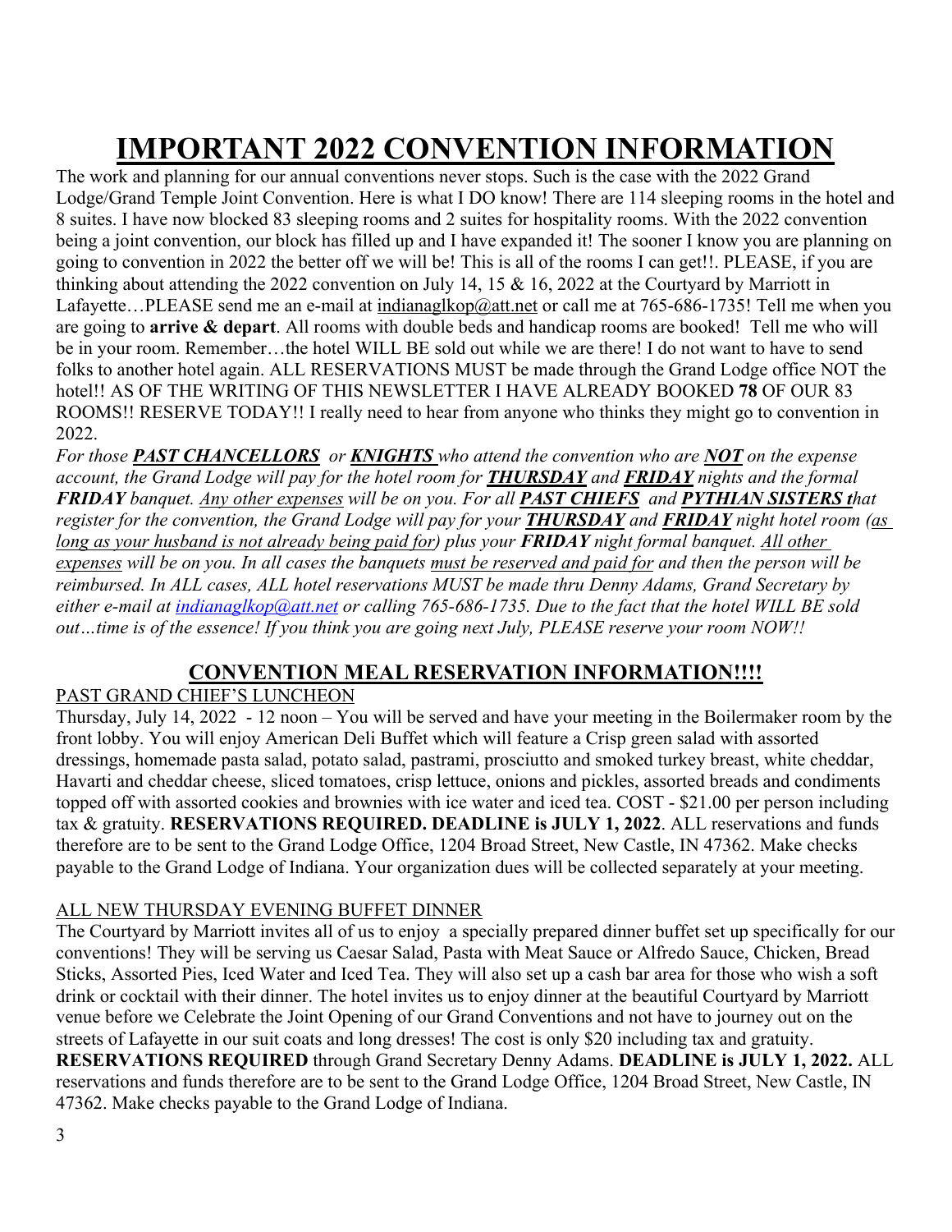# IMPORTANT 2022 CONVENTION INFORMATION

The work and planning for our annual conventions never stops. Such is the case with the 2022 Grand Lodge/Grand Temple Joint Convention. Here is what I DO know! There are 114 sleeping rooms in the hotel and 8 suites. I have now blocked 83 sleeping rooms and 2 suites for hospitality rooms. With the 2022 convention being a joint convention, our block has filled up and I have expanded it! The sooner I know you are planning on going to convention in 2022 the better off we will be! This is all of the rooms I can get!!. PLEASE, if you are thinking about attending the 2022 convention on July 14, 15 & 16, 2022 at the Courtyard by Marriott in Lafayette…PLEASE send me an e-mail at indianaglkop@att.net or call me at 765-686-1735! Tell me when you are going to **arrive & depart**. All rooms with double beds and handicap rooms are booked! Tell me who will be in your room. Remember…the hotel WILL BE sold out while we are there! I do not want to have to send folks to another hotel again. ALL RESERVATIONS MUST be made through the Grand Lodge office NOT the hotel!! AS OF THE WRITING OF THIS NEWSLETTER I HAVE ALREADY BOOKED **78** OF OUR 83 ROOMS!! RESERVE TODAY!! I really need to hear from anyone who thinks they might go to convention in 2022.

*For those **PAST CHANCELLORS** or **KNIGHTS** who attend the convention who are **NOT** on the expense account, the Grand Lodge will pay for the hotel room for **THURSDAY** and **FRIDAY** nights and the formal **FRIDAY** banquet. Any other expenses will be on you. For all **PAST CHIEFS** and **PYTHIAN SISTERS** that register for the convention, the Grand Lodge will pay for your **THURSDAY** and **FRIDAY** night hotel room (as long as your husband is not already being paid for) plus your **FRIDAY** night formal banquet. All other expenses will be on you. In all cases the banquets must be reserved and paid for and then the person will be reimbursed. In ALL cases, ALL hotel reservations MUST be made thru Denny Adams, Grand Secretary by either e-mail at indianaglkop@att.net or calling 765-686-1735. Due to the fact that the hotel WILL BE sold out…time is of the essence! If you think you are going next July, PLEASE reserve your room NOW!!*

## CONVENTION MEAL RESERVATION INFORMATION!!!!

### PAST GRAND CHIEF'S LUNCHEON

Thursday, July 14, 2022 - 12 noon – You will be served and have your meeting in the Boilermaker room by the front lobby. You will enjoy American Deli Buffet which will feature a Crisp green salad with assorted dressings, homemade pasta salad, potato salad, pastrami, prosciutto and smoked turkey breast, white cheddar, Havarti and cheddar cheese, sliced tomatoes, crisp lettuce, onions and pickles, assorted breads and condiments topped off with assorted cookies and brownies with ice water and iced tea. COST - $21.00 per person including tax & gratuity. **RESERVATIONS REQUIRED. DEADLINE is JULY 1, 2022**. ALL reservations and funds therefore are to be sent to the Grand Lodge Office, 1204 Broad Street, New Castle, IN 47362. Make checks payable to the Grand Lodge of Indiana. Your organization dues will be collected separately at your meeting.

### ALL NEW THURSDAY EVENING BUFFET DINNER

The Courtyard by Marriott invites all of us to enjoy a specially prepared dinner buffet set up specifically for our conventions! They will be serving us Caesar Salad, Pasta with Meat Sauce or Alfredo Sauce, Chicken, Bread Sticks, Assorted Pies, Iced Water and Iced Tea. They will also set up a cash bar area for those who wish a soft drink or cocktail with their dinner. The hotel invites us to enjoy dinner at the beautiful Courtyard by Marriott venue before we Celebrate the Joint Opening of our Grand Conventions and not have to journey out on the streets of Lafayette in our suit coats and long dresses! The cost is only $20 including tax and gratuity. **RESERVATIONS REQUIRED** through Grand Secretary Denny Adams. **DEADLINE is JULY 1, 2022.** ALL reservations and funds therefore are to be sent to the Grand Lodge Office, 1204 Broad Street, New Castle, IN 47362. Make checks payable to the Grand Lodge of Indiana.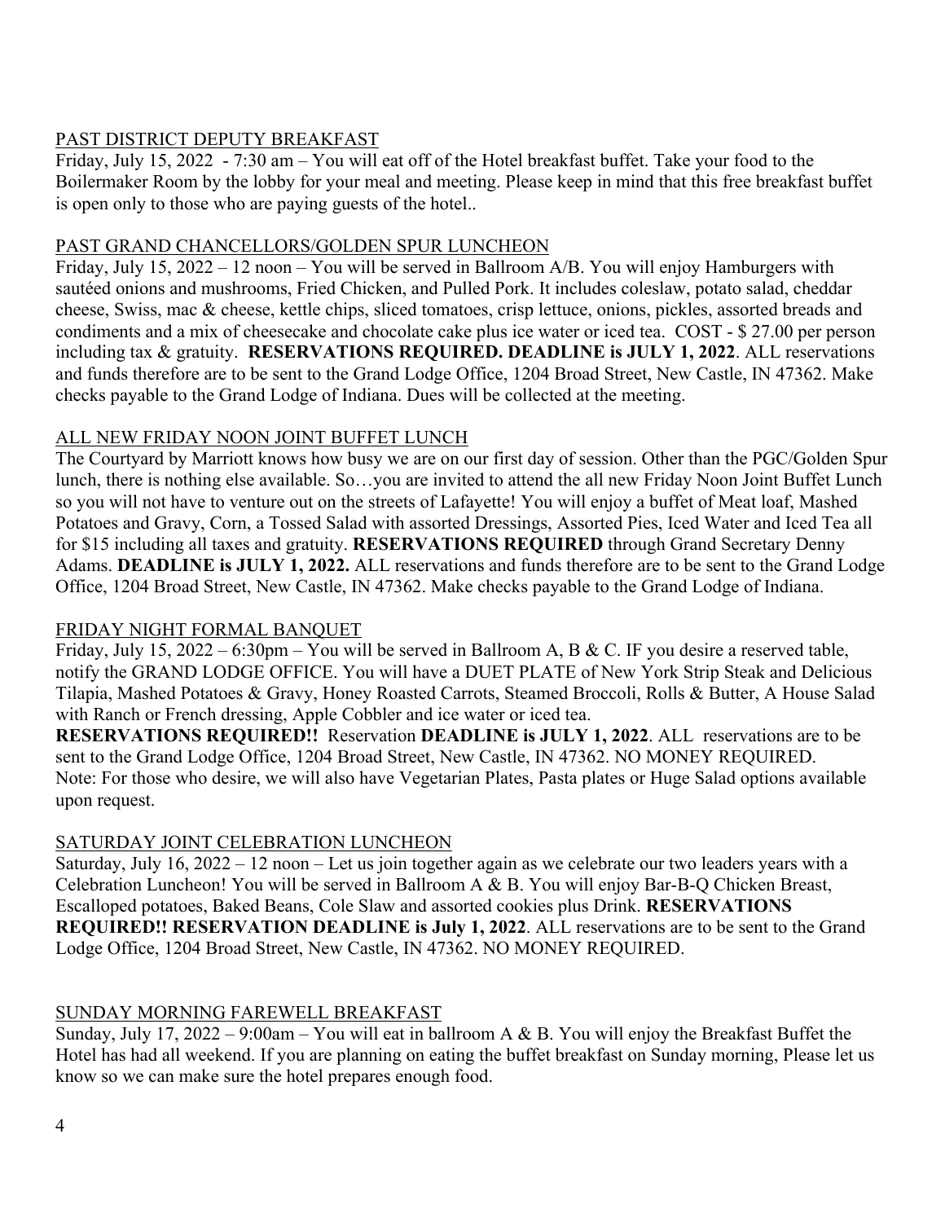PAST DISTRICT DEPUTY BREAKFAST

Friday, July 15, 2022 - 7:30 am – You will eat off of the Hotel breakfast buffet. Take your food to the Boilermaker Room by the lobby for your meal and meeting. Please keep in mind that this free breakfast buffet is open only to those who are paying guests of the hotel..

PAST GRAND CHANCELLORS/GOLDEN SPUR LUNCHEON

Friday, July 15, 2022 – 12 noon – You will be served in Ballroom A/B. You will enjoy Hamburgers with sautéed onions and mushrooms, Fried Chicken, and Pulled Pork. It includes coleslaw, potato salad, cheddar cheese, Swiss, mac & cheese, kettle chips, sliced tomatoes, crisp lettuce, onions, pickles, assorted breads and condiments and a mix of cheesecake and chocolate cake plus ice water or iced tea. COST - $ 27.00 per person including tax & gratuity. **RESERVATIONS REQUIRED. DEADLINE is JULY 1, 2022**. ALL reservations and funds therefore are to be sent to the Grand Lodge Office, 1204 Broad Street, New Castle, IN 47362. Make checks payable to the Grand Lodge of Indiana. Dues will be collected at the meeting.

ALL NEW FRIDAY NOON JOINT BUFFET LUNCH

The Courtyard by Marriott knows how busy we are on our first day of session. Other than the PGC/Golden Spur lunch, there is nothing else available. So…you are invited to attend the all new Friday Noon Joint Buffet Lunch so you will not have to venture out on the streets of Lafayette! You will enjoy a buffet of Meat loaf, Mashed Potatoes and Gravy, Corn, a Tossed Salad with assorted Dressings, Assorted Pies, Iced Water and Iced Tea all for $15 including all taxes and gratuity. **RESERVATIONS REQUIRED** through Grand Secretary Denny Adams. **DEADLINE is JULY 1, 2022.** ALL reservations and funds therefore are to be sent to the Grand Lodge Office, 1204 Broad Street, New Castle, IN 47362. Make checks payable to the Grand Lodge of Indiana.

FRIDAY NIGHT FORMAL BANQUET

Friday, July 15, 2022 – 6:30pm – You will be served in Ballroom A, B & C. IF you desire a reserved table, notify the GRAND LODGE OFFICE. You will have a DUET PLATE of New York Strip Steak and Delicious Tilapia, Mashed Potatoes & Gravy, Honey Roasted Carrots, Steamed Broccoli, Rolls & Butter, A House Salad with Ranch or French dressing, Apple Cobbler and ice water or iced tea.

**RESERVATIONS REQUIRED!!** Reservation **DEADLINE is JULY 1, 2022**. ALL reservations are to be sent to the Grand Lodge Office, 1204 Broad Street, New Castle, IN 47362. NO MONEY REQUIRED.
Note: For those who desire, we will also have Vegetarian Plates, Pasta plates or Huge Salad options available upon request.

SATURDAY JOINT CELEBRATION LUNCHEON

Saturday, July 16, 2022 – 12 noon – Let us join together again as we celebrate our two leaders years with a Celebration Luncheon! You will be served in Ballroom A & B. You will enjoy Bar-B-Q Chicken Breast, Escalloped potatoes, Baked Beans, Cole Slaw and assorted cookies plus Drink. **RESERVATIONS REQUIRED!! RESERVATION DEADLINE is July 1, 2022**. ALL reservations are to be sent to the Grand Lodge Office, 1204 Broad Street, New Castle, IN 47362. NO MONEY REQUIRED.

SUNDAY MORNING FAREWELL BREAKFAST

Sunday, July 17, 2022 – 9:00am – You will eat in ballroom A & B. You will enjoy the Breakfast Buffet the Hotel has had all weekend. If you are planning on eating the buffet breakfast on Sunday morning, Please let us know so we can make sure the hotel prepares enough food.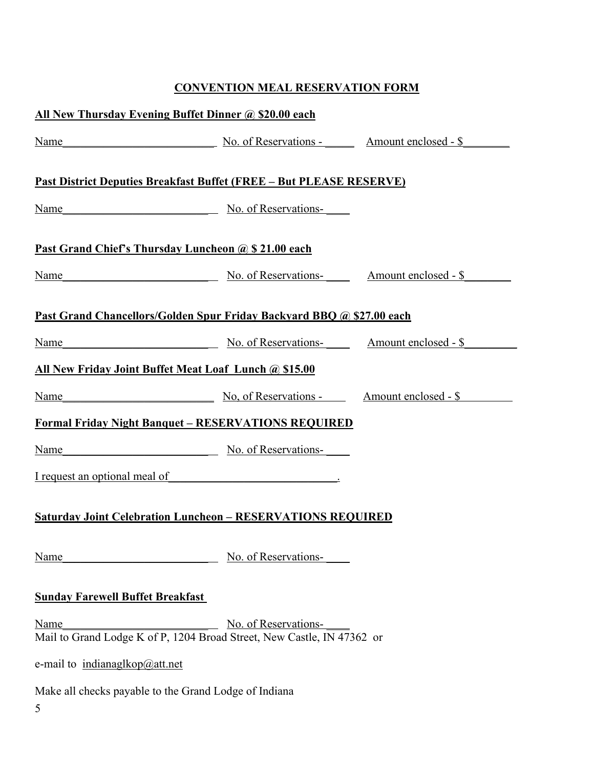# CONVENTION MEAL RESERVATION FORM

**All New Thursday Evening Buffet Dinner @ $20.00 each**

Name___________________________ No. of Reservations - _____ Amount enclosed - $________

**Past District Deputies Breakfast Buffet (FREE – But PLEASE RESERVE)**

Name___________________________ No. of Reservations- ____

**Past Grand Chief's Thursday Luncheon @ $ 21.00 each**

Name___________________________ No. of Reservations- ____ Amount enclosed - $________

**Past Grand Chancellors/Golden Spur Friday Backyard BBQ @ $27.00 each**

Name___________________________ No. of Reservations- ____ Amount enclosed - $_________

**All New Friday Joint Buffet Meat Loaf Lunch @ $15.00**

Name___________________________ No, of Reservations - ____ Amount enclosed - $_________

**Formal Friday Night Banquet – RESERVATIONS REQUIRED**

Name___________________________ No. of Reservations- ____

I request an optional meal of______________________________.

**Saturday Joint Celebration Luncheon – RESERVATIONS REQUIRED**

Name___________________________ No. of Reservations- ____

**Sunday Farewell Buffet Breakfast**

Name___________________________ No. of Reservations- ____

Mail to Grand Lodge K of P, 1204 Broad Street, New Castle, IN 47362 or

e-mail to indianaglkop@att.net

Make all checks payable to the Grand Lodge of Indiana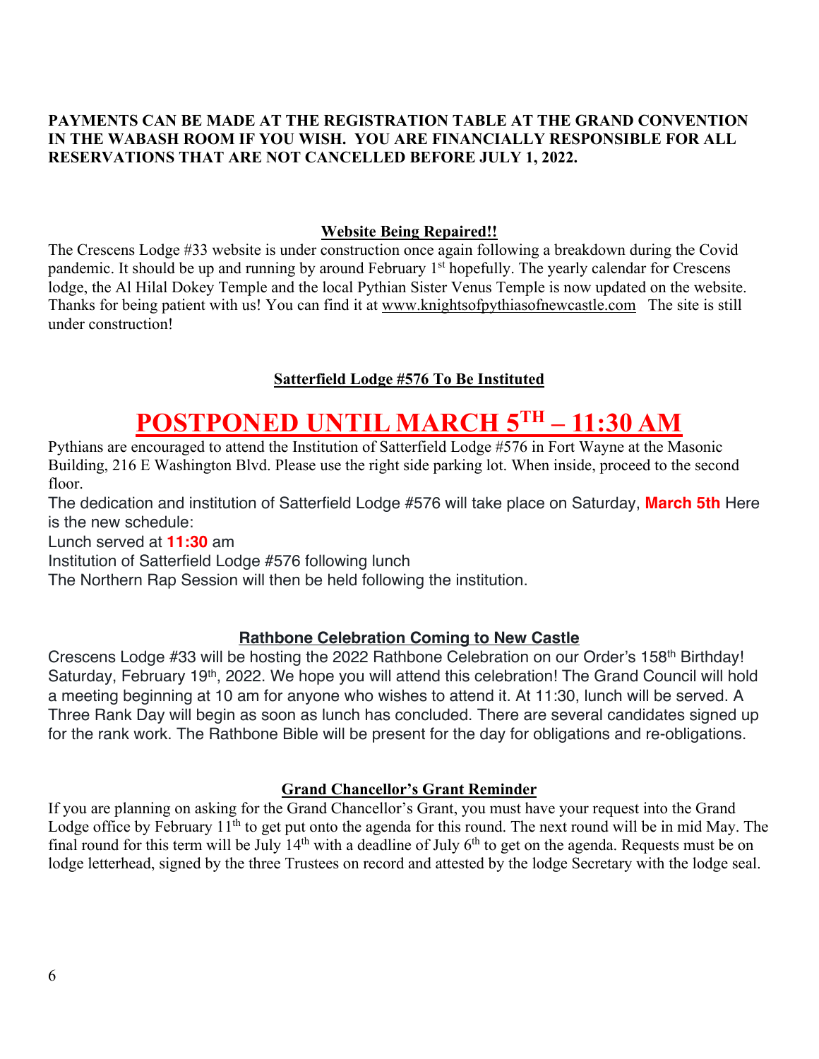**PAYMENTS CAN BE MADE AT THE REGISTRATION TABLE AT THE GRAND CONVENTION IN THE WABASH ROOM IF YOU WISH. YOU ARE FINANCIALLY RESPONSIBLE FOR ALL RESERVATIONS THAT ARE NOT CANCELLED BEFORE JULY 1, 2022.**

## Website Being Repaired!!

The Crescens Lodge #33 website is under construction once again following a breakdown during the Covid pandemic. It should be up and running by around February 1st hopefully. The yearly calendar for Crescens lodge, the Al Hilal Dokey Temple and the local Pythian Sister Venus Temple is now updated on the website. Thanks for being patient with us! You can find it at www.knightsofpythiasofnewcastle.com The site is still under construction!

## Satterfield Lodge #576 To Be Instituted

# POSTPONED UNTIL MARCH 5TH – 11:30 AM

Pythians are encouraged to attend the Institution of Satterfield Lodge #576 in Fort Wayne at the Masonic Building, 216 E Washington Blvd. Please use the right side parking lot. When inside, proceed to the second floor.

The dedication and institution of Satterfield Lodge #576 will take place on Saturday, **March 5th** Here is the new schedule:

Lunch served at **11:30** am

Institution of Satterfield Lodge #576 following lunch

The Northern Rap Session will then be held following the institution.

## Rathbone Celebration Coming to New Castle

Crescens Lodge #33 will be hosting the 2022 Rathbone Celebration on our Order's 158th Birthday! Saturday, February 19th, 2022. We hope you will attend this celebration! The Grand Council will hold a meeting beginning at 10 am for anyone who wishes to attend it. At 11:30, lunch will be served. A Three Rank Day will begin as soon as lunch has concluded. There are several candidates signed up for the rank work. The Rathbone Bible will be present for the day for obligations and re-obligations.

## Grand Chancellor's Grant Reminder

If you are planning on asking for the Grand Chancellor's Grant, you must have your request into the Grand Lodge office by February 11th to get put onto the agenda for this round. The next round will be in mid May. The final round for this term will be July 14th with a deadline of July 6th to get on the agenda. Requests must be on lodge letterhead, signed by the three Trustees on record and attested by the lodge Secretary with the lodge seal.